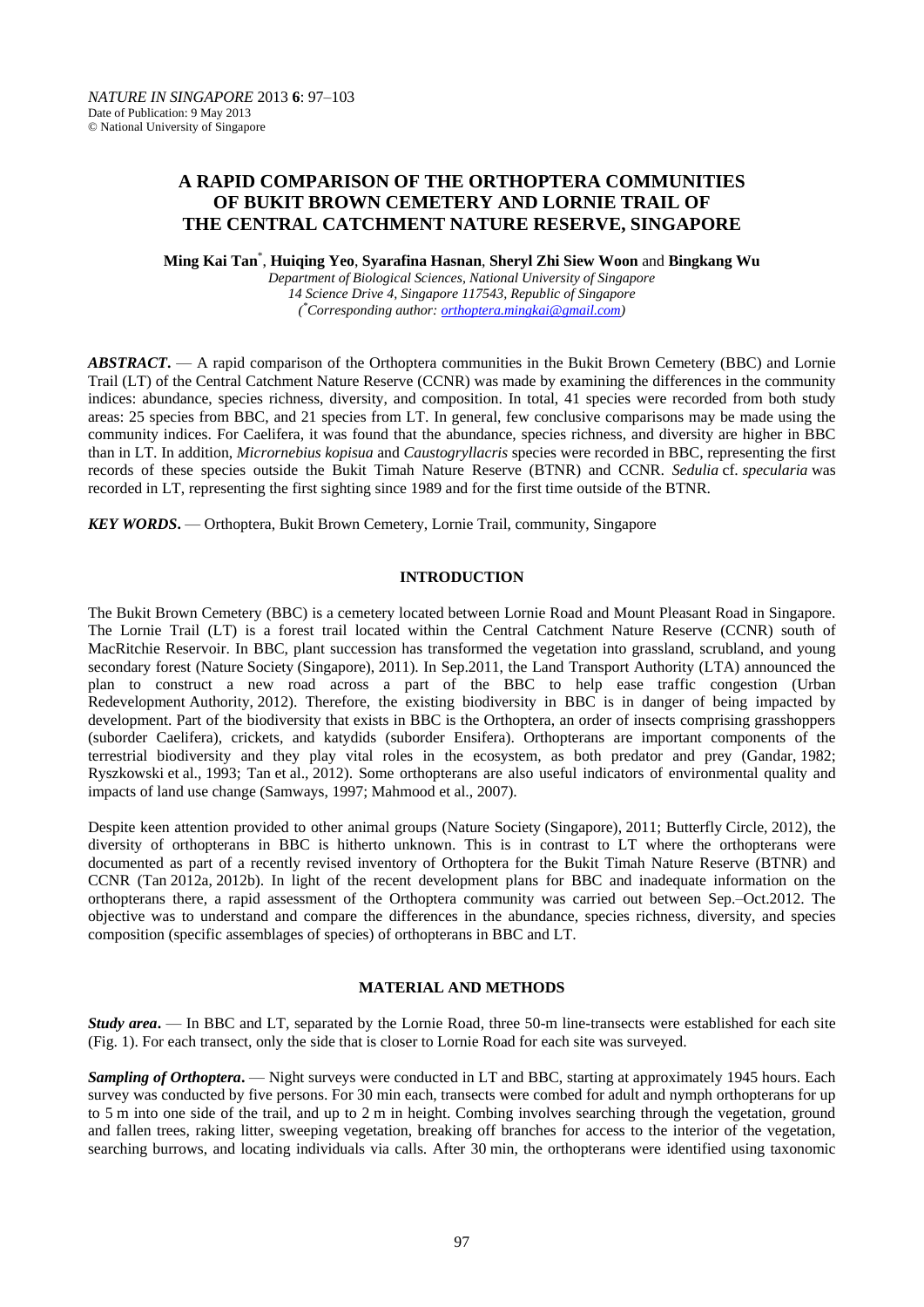# A RAPID COMPARISON OF THE ORTHOPTERA COMMUNITIES OF BUKIT BROWN CEMETERY AND LORNIE TRAIL OF THE CENTRAL CATCHMENT NATURE RESERVE, SINGAPORE

**Ming Kai Tan**[*], **Huiqing Yeo**, **Syarafina Hasnan**, **Sheryl Zhi Siew Woon** and **Bingkang Wu**

*Department of Biological Sciences, National University of Singapore*
*14 Science Drive 4, Singapore 117543, Republic of Singapore*
*([*]Corresponding author: orthoptera.mingkai@gmail.com)*

***ABSTRACT***. — A rapid comparison of the Orthoptera communities in the Bukit Brown Cemetery (BBC) and Lornie Trail (LT) of the Central Catchment Nature Reserve (CCNR) was made by examining the differences in the community indices: abundance, species richness, diversity, and composition. In total, 41 species were recorded from both study areas: 25 species from BBC, and 21 species from LT. In general, few conclusive comparisons may be made using the community indices. For Caelifera, it was found that the abundance, species richness, and diversity are higher in BBC than in LT. In addition, *Micrornebius kopisua* and *Caustogryllacris* species were recorded in BBC, representing the first records of these species outside the Bukit Timah Nature Reserve (BTNR) and CCNR. *Sedulia* cf. *specularia* was recorded in LT, representing the first sighting since 1989 and for the first time outside of the BTNR.

***KEY WORDS***. — Orthoptera, Bukit Brown Cemetery, Lornie Trail, community, Singapore

## INTRODUCTION

The Bukit Brown Cemetery (BBC) is a cemetery located between Lornie Road and Mount Pleasant Road in Singapore. The Lornie Trail (LT) is a forest trail located within the Central Catchment Nature Reserve (CCNR) south of MacRitchie Reservoir. In BBC, plant succession has transformed the vegetation into grassland, scrubland, and young secondary forest (Nature Society (Singapore), 2011). In Sep.2011, the Land Transport Authority (LTA) announced the plan to construct a new road across a part of the BBC to help ease traffic congestion (Urban Redevelopment Authority, 2012). Therefore, the existing biodiversity in BBC is in danger of being impacted by development. Part of the biodiversity that exists in BBC is the Orthoptera, an order of insects comprising grasshoppers (suborder Caelifera), crickets, and katydids (suborder Ensifera). Orthopterans are important components of the terrestrial biodiversity and they play vital roles in the ecosystem, as both predator and prey (Gandar, 1982; Ryszkowski et al., 1993; Tan et al., 2012). Some orthopterans are also useful indicators of environmental quality and impacts of land use change (Samways, 1997; Mahmood et al., 2007).

Despite keen attention provided to other animal groups (Nature Society (Singapore), 2011; Butterfly Circle, 2012), the diversity of orthopterans in BBC is hitherto unknown. This is in contrast to LT where the orthopterans were documented as part of a recently revised inventory of Orthoptera for the Bukit Timah Nature Reserve (BTNR) and CCNR (Tan 2012a, 2012b). In light of the recent development plans for BBC and inadequate information on the orthopterans there, a rapid assessment of the Orthoptera community was carried out between Sep.–Oct.2012. The objective was to understand and compare the differences in the abundance, species richness, diversity, and species composition (specific assemblages of species) of orthopterans in BBC and LT.

## MATERIAL AND METHODS

***Study area***. — In BBC and LT, separated by the Lornie Road, three 50-m line-transects were established for each site (Fig. 1). For each transect, only the side that is closer to Lornie Road for each site was surveyed.

***Sampling of Orthoptera***. — Night surveys were conducted in LT and BBC, starting at approximately 1945 hours. Each survey was conducted by five persons. For 30 min each, transects were combed for adult and nymph orthopterans for up to 5 m into one side of the trail, and up to 2 m in height. Combing involves searching through the vegetation, ground and fallen trees, raking litter, sweeping vegetation, breaking off branches for access to the interior of the vegetation, searching burrows, and locating individuals via calls. After 30 min, the orthopterans were identified using taxonomic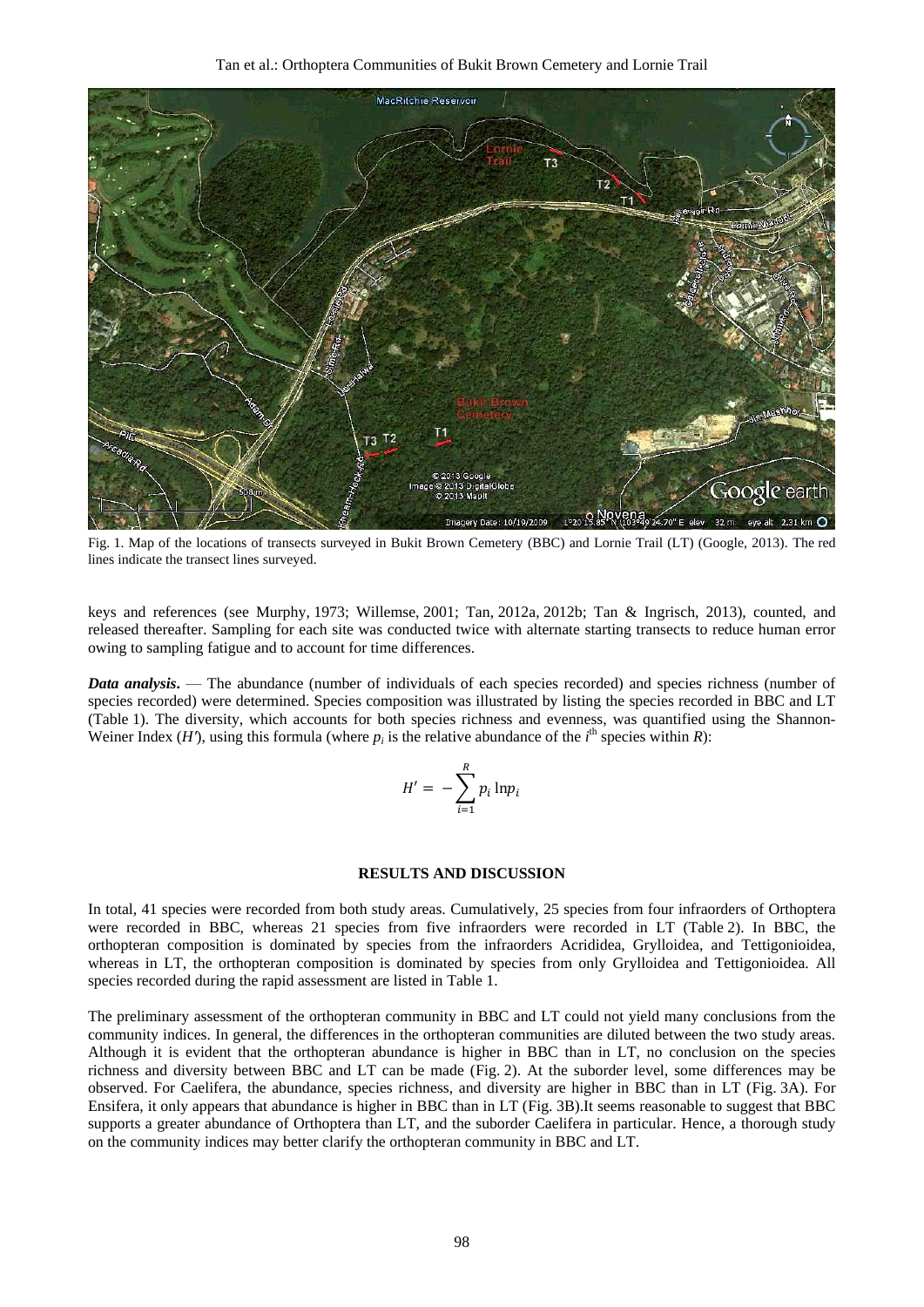Fig. 1. Map of the locations of transects surveyed in Bukit Brown Cemetery (BBC) and Lornie Trail (LT) (Google, 2013). The red lines indicate the transect lines surveyed.

keys and references (see Murphy, 1973; Willemse, 2001; Tan, 2012a, 2012b; Tan & Ingrisch, 2013), counted, and released thereafter. Sampling for each site was conducted twice with alternate starting transects to reduce human error owing to sampling fatigue and to account for time differences.

***Data analysis***. — The abundance (number of individuals of each species recorded) and species richness (number of species recorded) were determined. Species composition was illustrated by listing the species recorded in BBC and LT (Table 1). The diversity, which accounts for both species richness and evenness, was quantified using the Shannon-Weiner Index ($H'$), using this formula (where $p_i$ is the relative abundance of the $i^{th}$ species within $R$):

$$H' = -\sum_{i=1}^{R} p_i \ln p_i$$

## RESULTS AND DISCUSSION

In total, 41 species were recorded from both study areas. Cumulatively, 25 species from four infraorders of Orthoptera were recorded in BBC, whereas 21 species from five infraorders were recorded in LT (Table 2). In BBC, the orthopteran composition is dominated by species from the infraorders Acrididea, Grylloidea, and Tettigonioidea, whereas in LT, the orthopteran composition is dominated by species from only Grylloidea and Tettigonioidea. All species recorded during the rapid assessment are listed in Table 1.

The preliminary assessment of the orthopteran community in BBC and LT could not yield many conclusions from the community indices. In general, the differences in the orthopteran communities are diluted between the two study areas. Although it is evident that the orthopteran abundance is higher in BBC than in LT, no conclusion on the species richness and diversity between BBC and LT can be made (Fig. 2). At the suborder level, some differences may be observed. For Caelifera, the abundance, species richness, and diversity are higher in BBC than in LT (Fig. 3A). For Ensifera, it only appears that abundance is higher in BBC than in LT (Fig. 3B).It seems reasonable to suggest that BBC supports a greater abundance of Orthoptera than LT, and the suborder Caelifera in particular. Hence, a thorough study on the community indices may better clarify the orthopteran community in BBC and LT.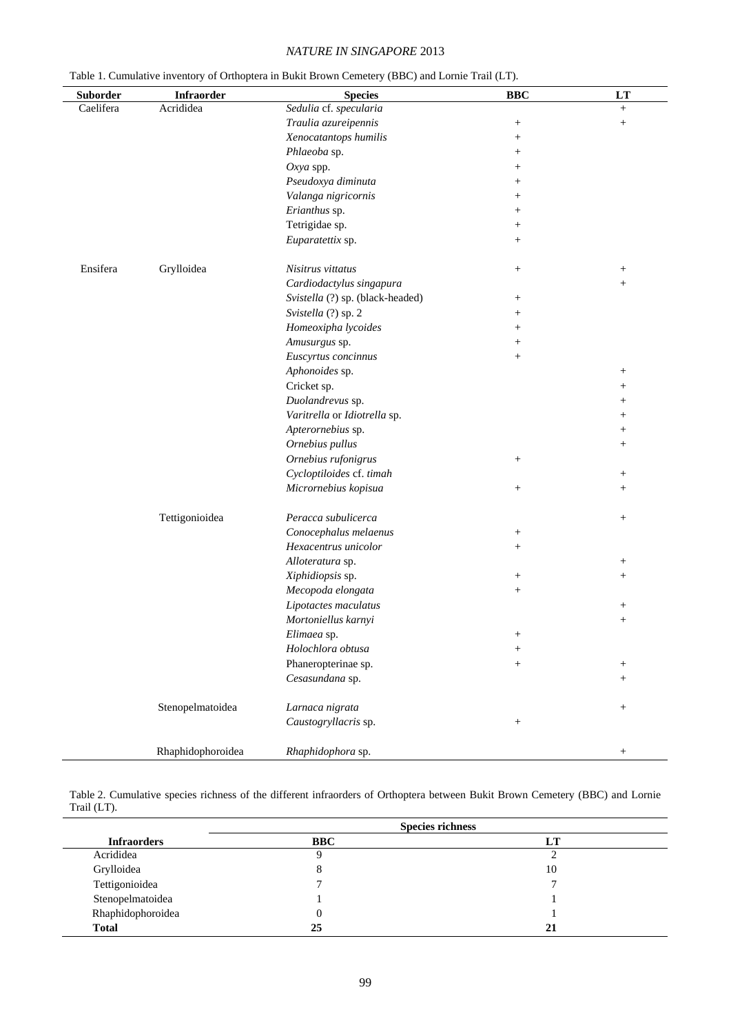Table 1. Cumulative inventory of Orthoptera in Bukit Brown Cemetery (BBC) and Lornie Trail (LT).

| Suborder | Infraorder | Species | BBC | LT |
|---|---|---|---|---|
| Caelifera | Acrididea | *Sedulia* cf. *specularia* | | + |
| | | *Traulia azureipennis* | + | + |
| | | *Xenocatantops humilis* | + | |
| | | *Phlaeoba* sp. | + | |
| | | *Oxya* spp. | + | |
| | | *Pseudoxya diminuta* | + | |
| | | *Valanga nigricornis* | + | |
| | | *Erianthus* sp. | + | |
| | | Tetrigidae sp. | + | |
| | | *Euparatettix* sp. | + | |
| Ensifera | Grylloidea | *Nisitrus vittatus* | + | + |
| | | *Cardiodactylus singapura* | | + |
| | | *Svistella* (?) sp. (black-headed) | + | |
| | | *Svistella* (?) sp. 2 | + | |
| | | *Homeoxipha lycoides* | + | |
| | | *Amusurgus* sp. | + | |
| | | *Euscyrtus concinnus* | + | |
| | | *Aphonoides* sp. | | + |
| | | Cricket sp. | | + |
| | | *Duolandrevus* sp. | | + |
| | | *Varitrella* or *Idiotrella* sp. | | + |
| | | *Apterornebius* sp. | | + |
| | | *Ornebius pullus* | | + |
| | | *Ornebius rufonigrus* | + | |
| | | *Cycloptiloides* cf. *timah* | | + |
| | | *Micrornebius kopisua* | + | + |
| | Tettigonioidea | *Peracca subulicerca* | | + |
| | | *Conocephalus melaenus* | + | |
| | | *Hexacentrus unicolor* | + | |
| | | *Alloteratura* sp. | | + |
| | | *Xiphidiopsis* sp. | + | + |
| | | *Mecopoda elongata* | + | |
| | | *Lipotactes maculatus* | | + |
| | | *Mortoniellus karnyi* | | + |
| | | *Elimaea* sp. | + | |
| | | *Holochlora obtusa* | + | |
| | | Phaneropterinae sp. | + | + |
| | | *Cesasundana* sp. | | + |
| | Stenopelmatoidea | *Larnaca nigrata* | | + |
| | | *Caustogryllacris* sp. | + | |
| | Rhaphidophoroidea | *Rhaphidophora* sp. | | + |

Table 2. Cumulative species richness of the different infraorders of Orthoptera between Bukit Brown Cemetery (BBC) and Lornie Trail (LT).

| | Species richness | |
|---|---|---|
| **Infraorders** | **BBC** | **LT** |
| Acrididea | 9 | 2 |
| Grylloidea | 8 | 10 |
| Tettigonioidea | 7 | 7 |
| Stenopelmatoidea | 1 | 1 |
| Rhaphidophoroidea | 0 | 1 |
| **Total** | **25** | **21** |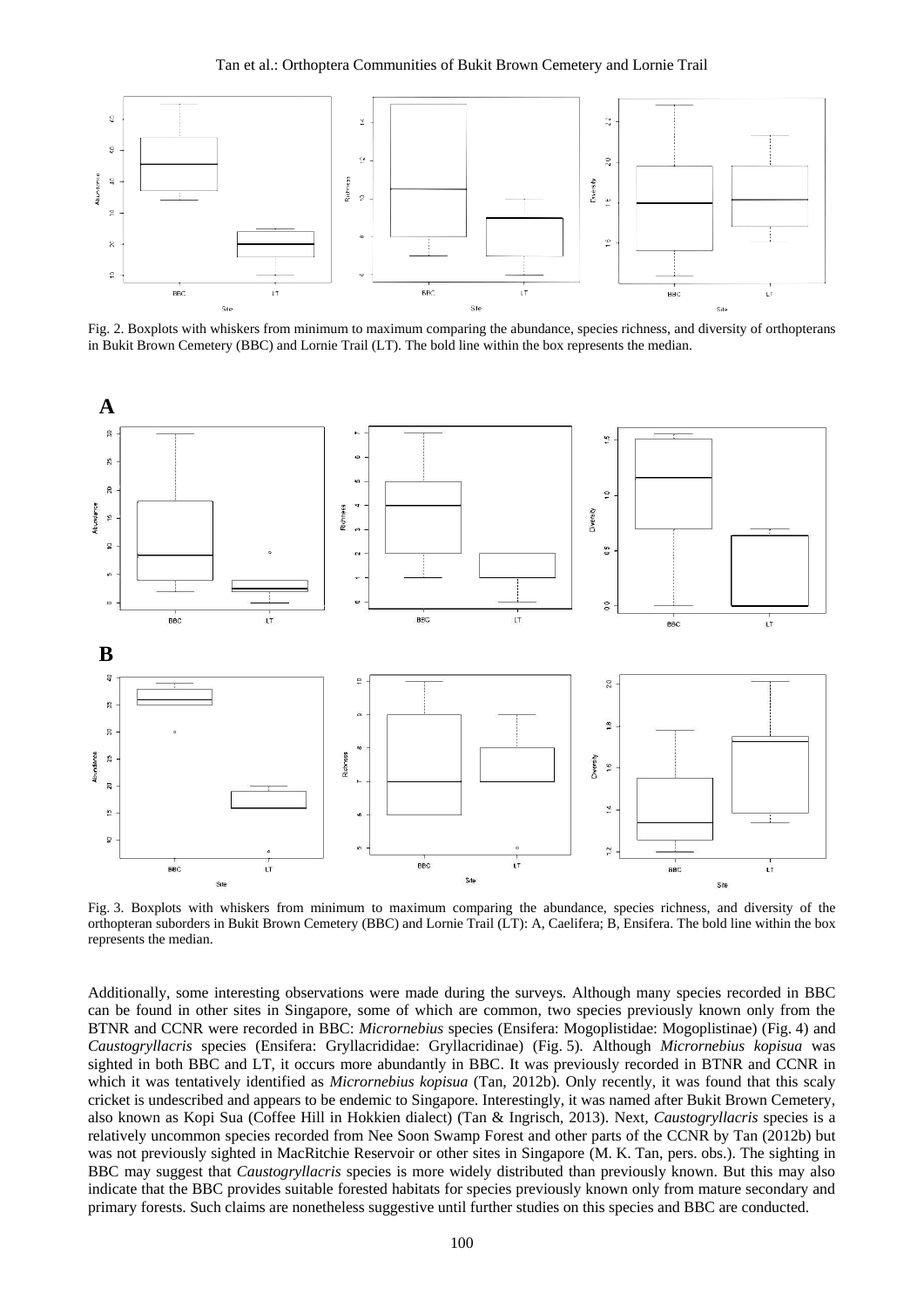Fig. 2. Boxplots with whiskers from minimum to maximum comparing the abundance, species richness, and diversity of orthopterans in Bukit Brown Cemetery (BBC) and Lornie Trail (LT). The bold line within the box represents the median.

Fig. 3. Boxplots with whiskers from minimum to maximum comparing the abundance, species richness, and diversity of the orthopteran suborders in Bukit Brown Cemetery (BBC) and Lornie Trail (LT): A, Caelifera; B, Ensifera. The bold line within the box represents the median.

Additionally, some interesting observations were made during the surveys. Although many species recorded in BBC can be found in other sites in Singapore, some of which are common, two species previously known only from the BTNR and CCNR were recorded in BBC: *Micrornebius* species (Ensifera: Mogoplistidae: Mogoplistinae) (Fig. 4) and *Caustogryllacris* species (Ensifera: Gryllacrididae: Gryllacridinae) (Fig. 5). Although *Micrornebius kopisua* was sighted in both BBC and LT, it occurs more abundantly in BBC. It was previously recorded in BTNR and CCNR in which it was tentatively identified as *Micrornebius kopisua* (Tan, 2012b). Only recently, it was found that this scaly cricket is undescribed and appears to be endemic to Singapore. Interestingly, it was named after Bukit Brown Cemetery, also known as Kopi Sua (Coffee Hill in Hokkien dialect) (Tan & Ingrisch, 2013). Next, *Caustogryllacris* species is a relatively uncommon species recorded from Nee Soon Swamp Forest and other parts of the CCNR by Tan (2012b) but was not previously sighted in MacRitchie Reservoir or other sites in Singapore (M. K. Tan, pers. obs.). The sighting in BBC may suggest that *Caustogryllacris* species is more widely distributed than previously known. But this may also indicate that the BBC provides suitable forested habitats for species previously known only from mature secondary and primary forests. Such claims are nonetheless suggestive until further studies on this species and BBC are conducted.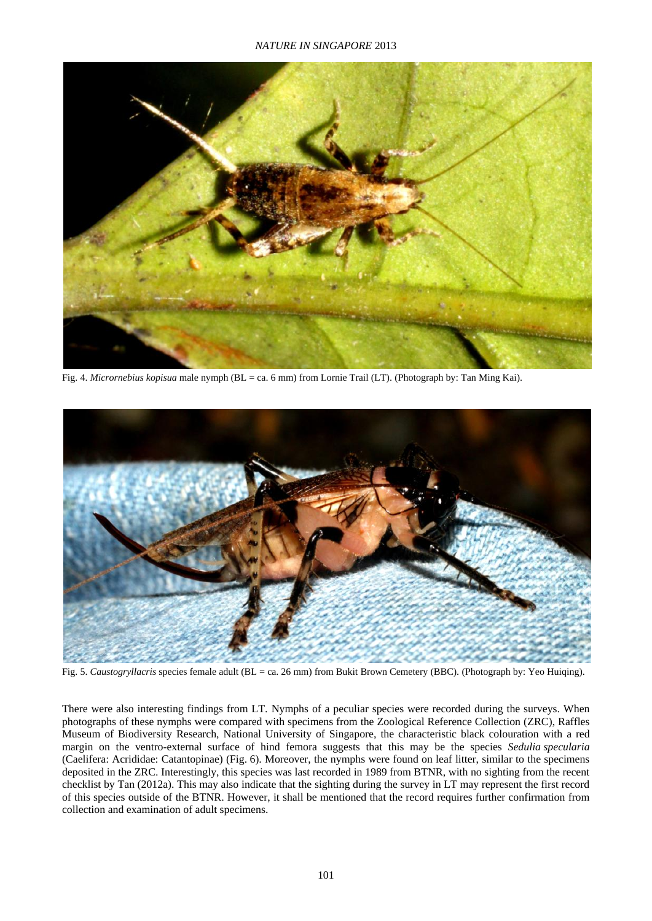Fig. 4. *Micrornebius kopisua* male nymph (BL = ca. 6 mm) from Lornie Trail (LT). (Photograph by: Tan Ming Kai).

Fig. 5. *Caustogryllacris* species female adult (BL = ca. 26 mm) from Bukit Brown Cemetery (BBC). (Photograph by: Yeo Huiqing).

There were also interesting findings from LT. Nymphs of a peculiar species were recorded during the surveys. When photographs of these nymphs were compared with specimens from the Zoological Reference Collection (ZRC), Raffles Museum of Biodiversity Research, National University of Singapore, the characteristic black colouration with a red margin on the ventro-external surface of hind femora suggests that this may be the species *Sedulia specularia* (Caelifera: Acrididae: Catantopinae) (Fig. 6). Moreover, the nymphs were found on leaf litter, similar to the specimens deposited in the ZRC. Interestingly, this species was last recorded in 1989 from BTNR, with no sighting from the recent checklist by Tan (2012a). This may also indicate that the sighting during the survey in LT may represent the first record of this species outside of the BTNR. However, it shall be mentioned that the record requires further confirmation from collection and examination of adult specimens.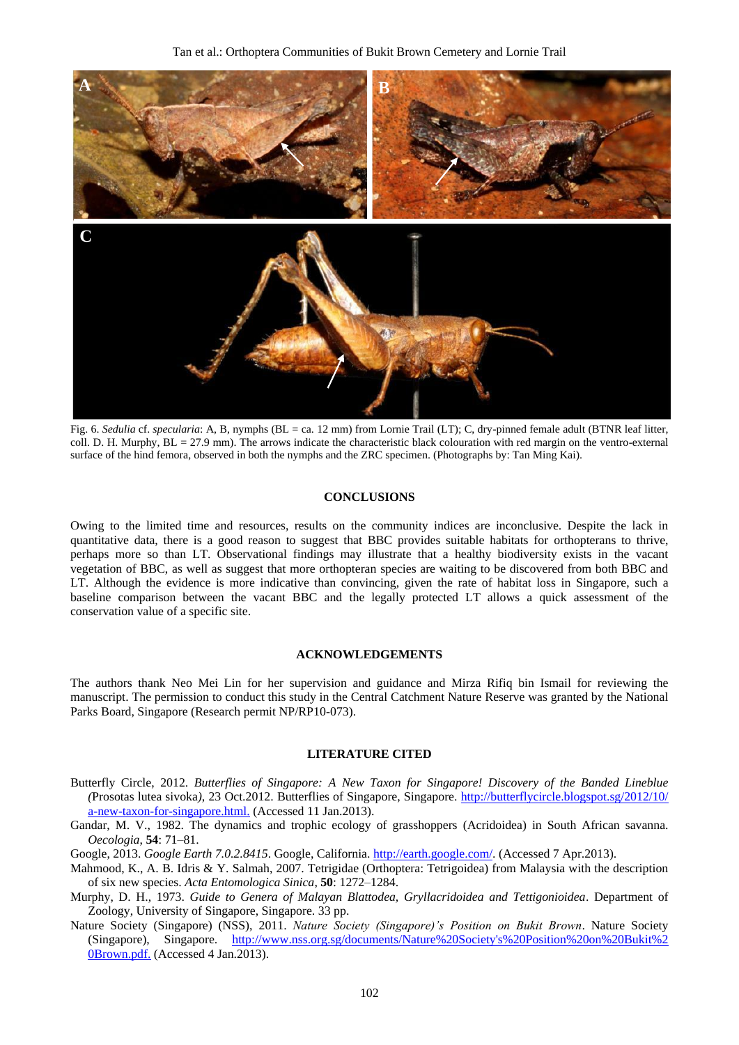Fig. 6. *Sedulia* cf. *specularia*: A, B, nymphs (BL = ca. 12 mm) from Lornie Trail (LT); C, dry-pinned female adult (BTNR leaf litter, coll. D. H. Murphy, BL = 27.9 mm). The arrows indicate the characteristic black colouration with red margin on the ventro-external surface of the hind femora, observed in both the nymphs and the ZRC specimen. (Photographs by: Tan Ming Kai).

## CONCLUSIONS

Owing to the limited time and resources, results on the community indices are inconclusive. Despite the lack in quantitative data, there is a good reason to suggest that BBC provides suitable habitats for orthopterans to thrive, perhaps more so than LT. Observational findings may illustrate that a healthy biodiversity exists in the vacant vegetation of BBC, as well as suggest that more orthopteran species are waiting to be discovered from both BBC and LT. Although the evidence is more indicative than convincing, given the rate of habitat loss in Singapore, such a baseline comparison between the vacant BBC and the legally protected LT allows a quick assessment of the conservation value of a specific site.

## ACKNOWLEDGEMENTS

The authors thank Neo Mei Lin for her supervision and guidance and Mirza Rifiq bin Ismail for reviewing the manuscript. The permission to conduct this study in the Central Catchment Nature Reserve was granted by the National Parks Board, Singapore (Research permit NP/RP10-073).

## LITERATURE CITED

Butterfly Circle, 2012. *Butterflies of Singapore: A New Taxon for Singapore! Discovery of the Banded Lineblue (*Prosotas lutea sivoka*)*, 23 Oct.2012. Butterflies of Singapore, Singapore. http://butterflycircle.blogspot.sg/2012/10/a-new-taxon-for-singapore.html. (Accessed 11 Jan.2013).

Gandar, M. V., 1982. The dynamics and trophic ecology of grasshoppers (Acridoidea) in South African savanna. *Oecologia*, **54**: 71–81.

Google, 2013. *Google Earth 7.0.2.8415*. Google, California. http://earth.google.com/. (Accessed 7 Apr.2013).

Mahmood, K., A. B. Idris & Y. Salmah, 2007. Tetrigidae (Orthoptera: Tetrigoidea) from Malaysia with the description of six new species. *Acta Entomologica Sinica*, **50**: 1272–1284.

Murphy, D. H., 1973. *Guide to Genera of Malayan Blattodea, Gryllacridoidea and Tettigonioidea*. Department of Zoology, University of Singapore, Singapore. 33 pp.

Nature Society (Singapore) (NSS), 2011. *Nature Society (Singapore)'s Position on Bukit Brown*. Nature Society (Singapore), Singapore. http://www.nss.org.sg/documents/Nature%20Society's%20Position%20on%20Bukit%20Brown.pdf. (Accessed 4 Jan.2013).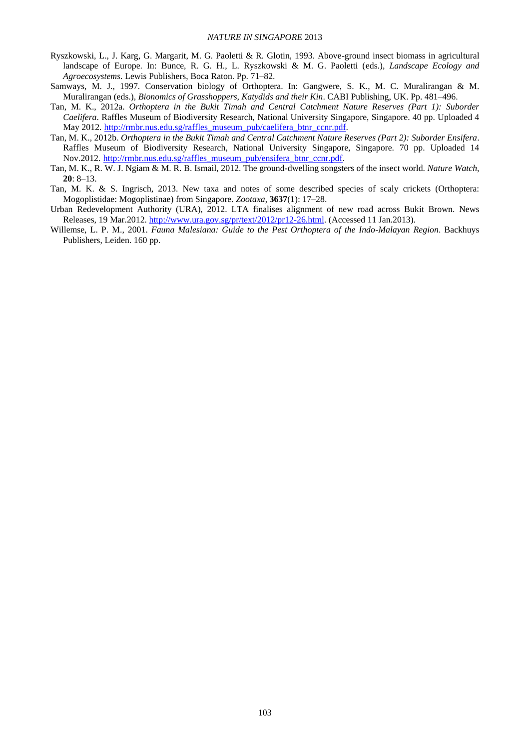Ryszkowski, L., J. Karg, G. Margarit, M. G. Paoletti & R. Glotin, 1993. Above-ground insect biomass in agricultural landscape of Europe. In: Bunce, R. G. H., L. Ryszkowski & M. G. Paoletti (eds.), *Landscape Ecology and Agroecosystems*. Lewis Publishers, Boca Raton. Pp. 71–82.

Samways, M. J., 1997. Conservation biology of Orthoptera. In: Gangwere, S. K., M. C. Muralirangan & M. Muralirangan (eds.), *Bionomics of Grasshoppers, Katydids and their Kin*. CABI Publishing, UK. Pp. 481–496.

Tan, M. K., 2012a. *Orthoptera in the Bukit Timah and Central Catchment Nature Reserves (Part 1): Suborder Caelifera*. Raffles Museum of Biodiversity Research, National University Singapore, Singapore. 40 pp. Uploaded 4 May 2012. http://rmbr.nus.edu.sg/raffles_museum_pub/caelifera_btnr_ccnr.pdf.

Tan, M. K., 2012b. *Orthoptera in the Bukit Timah and Central Catchment Nature Reserves (Part 2): Suborder Ensifera*. Raffles Museum of Biodiversity Research, National University Singapore, Singapore. 70 pp. Uploaded 14 Nov.2012. http://rmbr.nus.edu.sg/raffles_museum_pub/ensifera_btnr_ccnr.pdf.

Tan, M. K., R. W. J. Ngiam & M. R. B. Ismail, 2012. The ground-dwelling songsters of the insect world. *Nature Watch*, **20**: 8–13.

Tan, M. K. & S. Ingrisch, 2013. New taxa and notes of some described species of scaly crickets (Orthoptera: Mogoplistidae: Mogoplistinae) from Singapore. *Zootaxa*, **3637**(1): 17–28.

Urban Redevelopment Authority (URA), 2012. LTA finalises alignment of new road across Bukit Brown. News Releases, 19 Mar.2012. http://www.ura.gov.sg/pr/text/2012/pr12-26.html. (Accessed 11 Jan.2013).

Willemse, L. P. M., 2001. *Fauna Malesiana: Guide to the Pest Orthoptera of the Indo-Malayan Region*. Backhuys Publishers, Leiden. 160 pp.